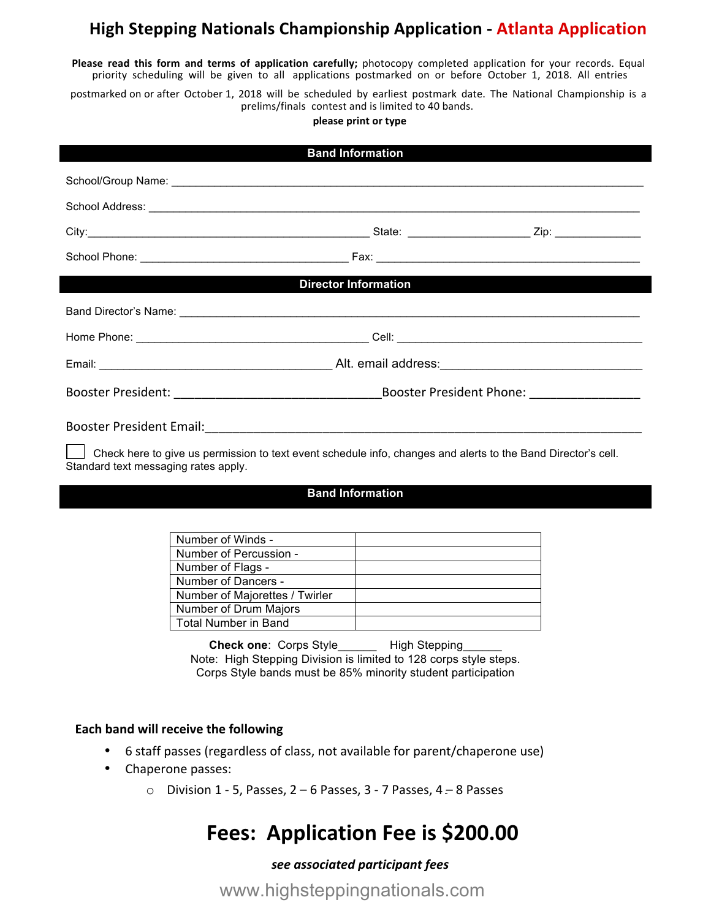# High Stepping Nationals Championship Application - Atlanta Application

**Please read this form and terms of application carefully;** photocopy completed application for your records. Equal priority scheduling will be given to all applications postmarked on or before October 1, 2018. All entries postmarked on or after October 1, 2018 will be scheduled by earliest postmark date. The National Championship is a prelims/finals contest and is limited to 40 bands.

**please print or type**

## Band Information

School/Group Name: ______________________________________________________________________________

School Address: ________________________________________________________________________________

City:_______________________________________________ State: ___________________ Zip: _____________

School Phone: _________________________________ Fax: __________________________________________

## Director Information

Band Director's Name: ___________________________________________________________________________

Home Phone: ____________________________________ Cell: ______________________________________

Email: ____________________________________ Alt. email address:______________________________

Booster President: _____________________________Booster President Phone: _______________

Booster President Email:__________________________________________________________________

☐ Check here to give us permission to text event schedule info, changes and alerts to the Band Director's cell. Standard text messaging rates apply.

## Band Information

| | |
|---|---|
| Number of Winds - | |
| Number of Percussion - | |
| Number of Flags - | |
| Number of Dancers - | |
| Number of Majorettes / Twirler | |
| Number of Drum Majors | |
| Total Number in Band | |

**Check one**: Corps Style______ High Stepping______

Note: High Stepping Division is limited to 128 corps style steps.

Corps Style bands must be 85% minority student participation

### Each band will receive the following

- 6 staff passes (regardless of class, not available for parent/chaperone use)
- Chaperone passes:
  - Division 1 - 5, Passes, 2 – 6 Passes, 3 - 7 Passes, 4 – 8 Passes

# Fees: Application Fee is $200.00

***see associated participant fees***

www.highsteppingnationals.com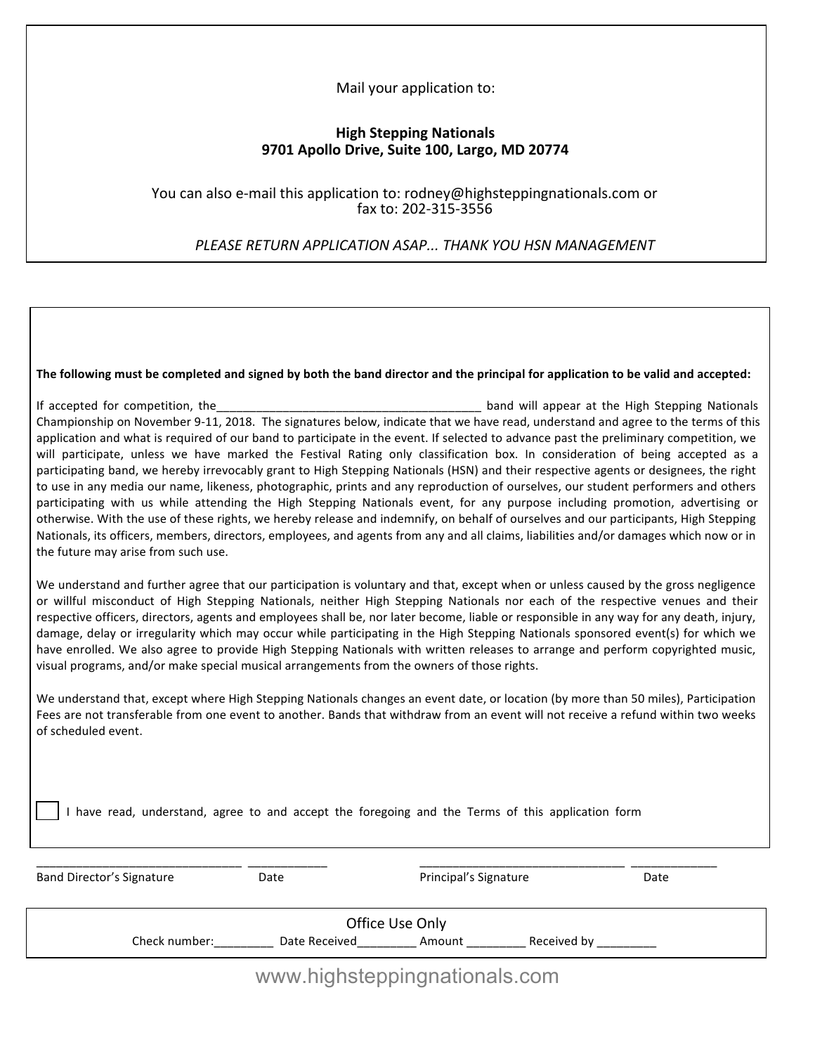Mail your application to:

**High Stepping Nationals**
**9701 Apollo Drive, Suite 100, Largo, MD 20774**

You can also e-mail this application to: rodney@highsteppingnationals.com or fax to: 202-315-3556

*PLEASE RETURN APPLICATION ASAP... THANK YOU HSN MANAGEMENT*

**The following must be completed and signed by both the band director and the principal for application to be valid and accepted:**

If accepted for competition, the________________________________________ band will appear at the High Stepping Nationals Championship on November 9-11, 2018. The signatures below, indicate that we have read, understand and agree to the terms of this application and what is required of our band to participate in the event. If selected to advance past the preliminary competition, we will participate, unless we have marked the Festival Rating only classification box. In consideration of being accepted as a participating band, we hereby irrevocably grant to High Stepping Nationals (HSN) and their respective agents or designees, the right to use in any media our name, likeness, photographic, prints and any reproduction of ourselves, our student performers and others participating with us while attending the High Stepping Nationals event, for any purpose including promotion, advertising or otherwise. With the use of these rights, we hereby release and indemnify, on behalf of ourselves and our participants, High Stepping Nationals, its officers, members, directors, employees, and agents from any and all claims, liabilities and/or damages which now or in the future may arise from such use.

We understand and further agree that our participation is voluntary and that, except when or unless caused by the gross negligence or willful misconduct of High Stepping Nationals, neither High Stepping Nationals nor each of the respective venues and their respective officers, directors, agents and employees shall be, nor later become, liable or responsible in any way for any death, injury, damage, delay or irregularity which may occur while participating in the High Stepping Nationals sponsored event(s) for which we have enrolled. We also agree to provide High Stepping Nationals with written releases to arrange and perform copyrighted music, visual programs, and/or make special musical arrangements from the owners of those rights.

We understand that, except where High Stepping Nationals changes an event date, or location (by more than 50 miles), Participation Fees are not transferable from one event to another. Bands that withdraw from an event will not receive a refund within two weeks of scheduled event.

☐ I have read, understand, agree to and accept the foregoing and the Terms of this application form

________________________________ ____________ ________________________________ ____________

Band Director's Signature Date Principal's Signature Date

Office Use Only

Check number:_________ Date Received_________ Amount _________ Received by _________

www.highsteppingnationals.com